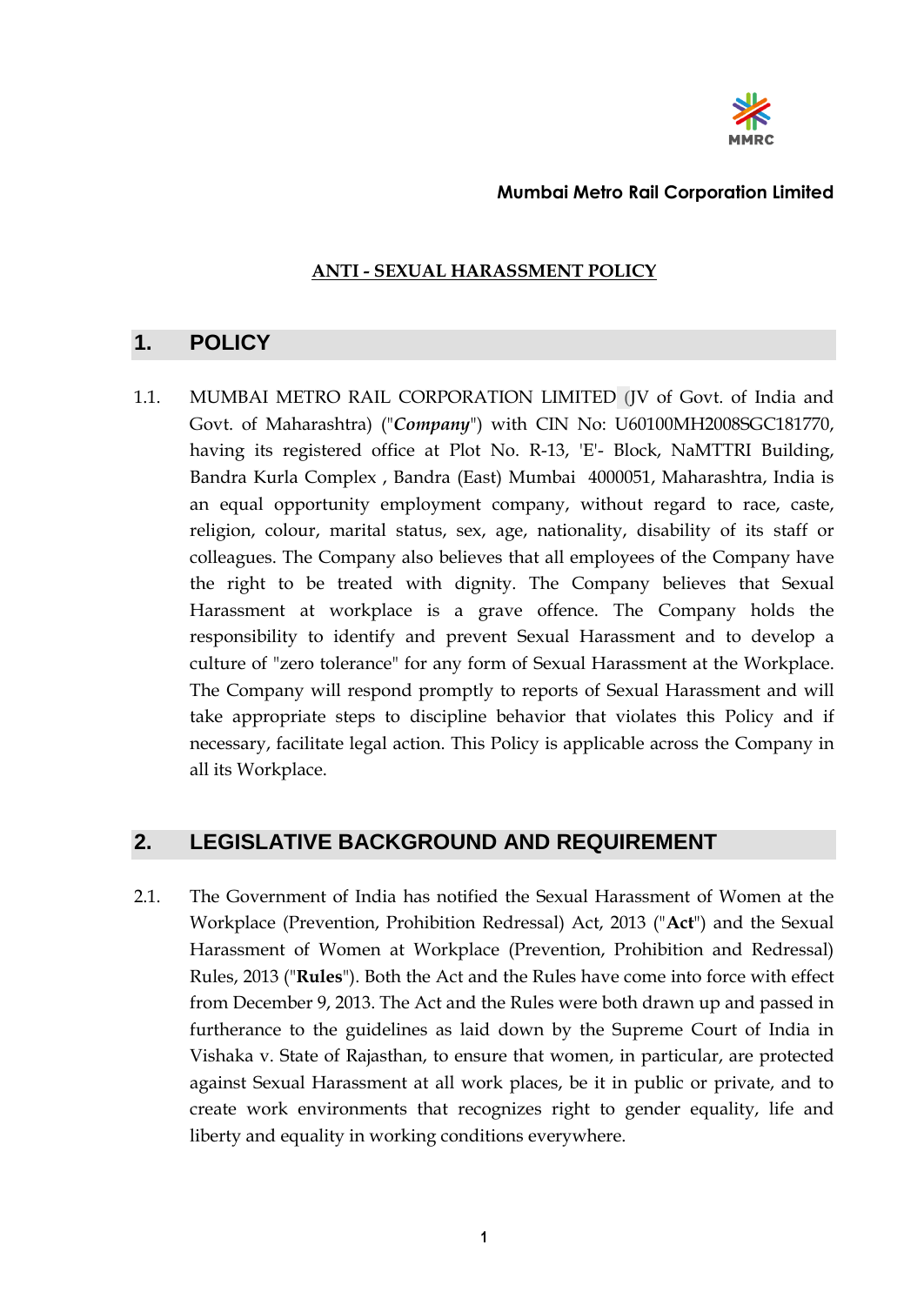**Mumbai Metro Rail Corporation Limited**

# ANTI - SEXUAL HARASSMENT POLICY

## 1. POLICY

1.1. MUMBAI METRO RAIL CORPORATION LIMITED (JV of Govt. of India and Govt. of Maharashtra) ("***Company***") with CIN No: U60100MH2008SGC181770, having its registered office at Plot No. R-13, 'E'- Block, NaMTTRI Building, Bandra Kurla Complex , Bandra (East) Mumbai 4000051, Maharashtra, India is an equal opportunity employment company, without regard to race, caste, religion, colour, marital status, sex, age, nationality, disability of its staff or colleagues. The Company also believes that all employees of the Company have the right to be treated with dignity. The Company believes that Sexual Harassment at workplace is a grave offence. The Company holds the responsibility to identify and prevent Sexual Harassment and to develop a culture of "zero tolerance" for any form of Sexual Harassment at the Workplace. The Company will respond promptly to reports of Sexual Harassment and will take appropriate steps to discipline behavior that violates this Policy and if necessary, facilitate legal action. This Policy is applicable across the Company in all its Workplace.

## 2. LEGISLATIVE BACKGROUND AND REQUIREMENT

2.1. The Government of India has notified the Sexual Harassment of Women at the Workplace (Prevention, Prohibition Redressal) Act, 2013 ("**Act**") and the Sexual Harassment of Women at Workplace (Prevention, Prohibition and Redressal) Rules, 2013 ("**Rules**"). Both the Act and the Rules have come into force with effect from December 9, 2013. The Act and the Rules were both drawn up and passed in furtherance to the guidelines as laid down by the Supreme Court of India in Vishaka v. State of Rajasthan, to ensure that women, in particular, are protected against Sexual Harassment at all work places, be it in public or private, and to create work environments that recognizes right to gender equality, life and liberty and equality in working conditions everywhere.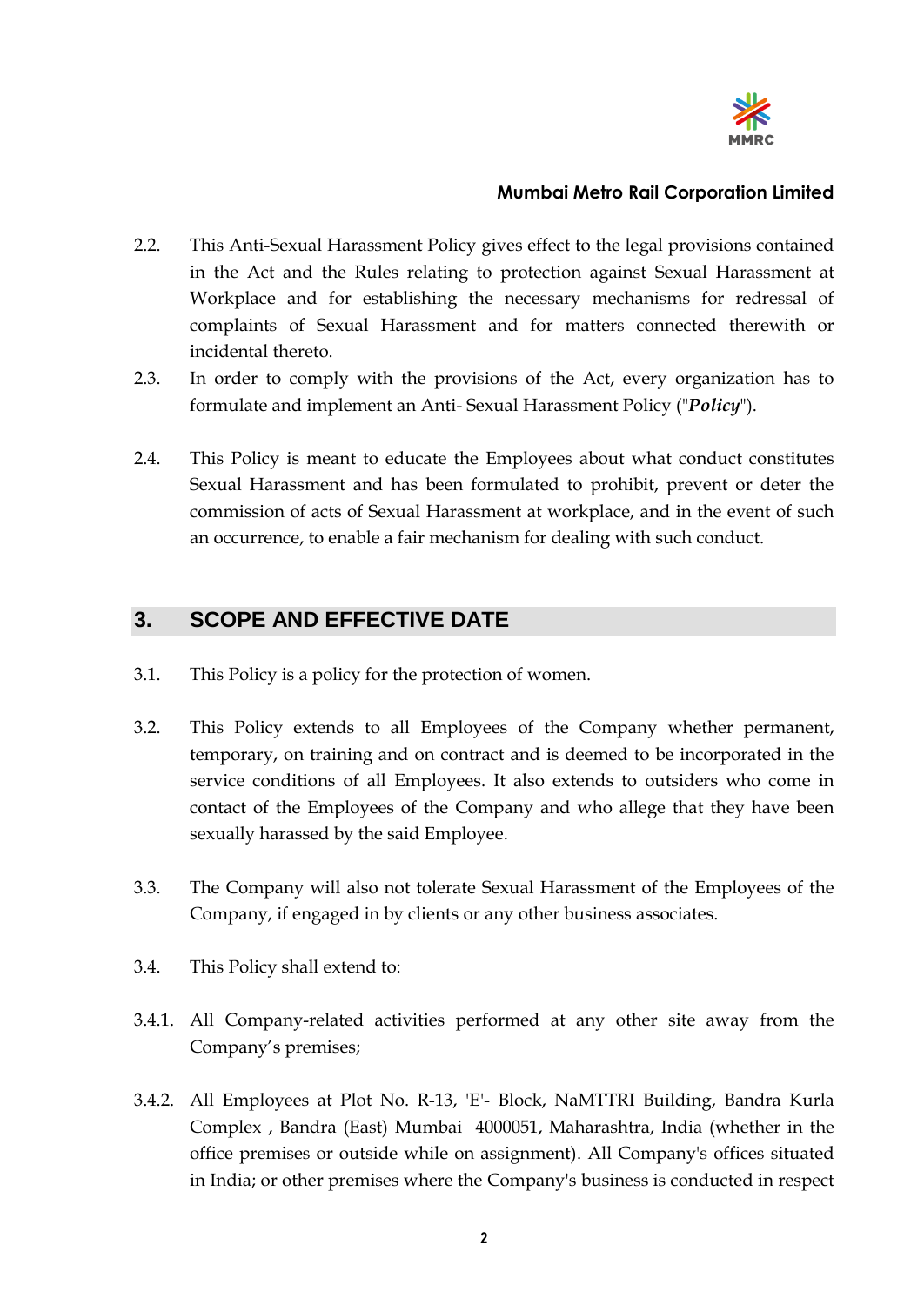2.2. This Anti-Sexual Harassment Policy gives effect to the legal provisions contained in the Act and the Rules relating to protection against Sexual Harassment at Workplace and for establishing the necessary mechanisms for redressal of complaints of Sexual Harassment and for matters connected therewith or incidental thereto.

2.3. In order to comply with the provisions of the Act, every organization has to formulate and implement an Anti- Sexual Harassment Policy ("***Policy***").

2.4. This Policy is meant to educate the Employees about what conduct constitutes Sexual Harassment and has been formulated to prohibit, prevent or deter the commission of acts of Sexual Harassment at workplace, and in the event of such an occurrence, to enable a fair mechanism for dealing with such conduct.

## 3. SCOPE AND EFFECTIVE DATE

3.1. This Policy is a policy for the protection of women.

3.2. This Policy extends to all Employees of the Company whether permanent, temporary, on training and on contract and is deemed to be incorporated in the service conditions of all Employees. It also extends to outsiders who come in contact of the Employees of the Company and who allege that they have been sexually harassed by the said Employee.

3.3. The Company will also not tolerate Sexual Harassment of the Employees of the Company, if engaged in by clients or any other business associates.

3.4. This Policy shall extend to:

3.4.1. All Company-related activities performed at any other site away from the Company's premises;

3.4.2. All Employees at Plot No. R-13, 'E'- Block, NaMTTRI Building, Bandra Kurla Complex , Bandra (East) Mumbai 4000051, Maharashtra, India (whether in the office premises or outside while on assignment). All Company's offices situated in India; or other premises where the Company's business is conducted in respect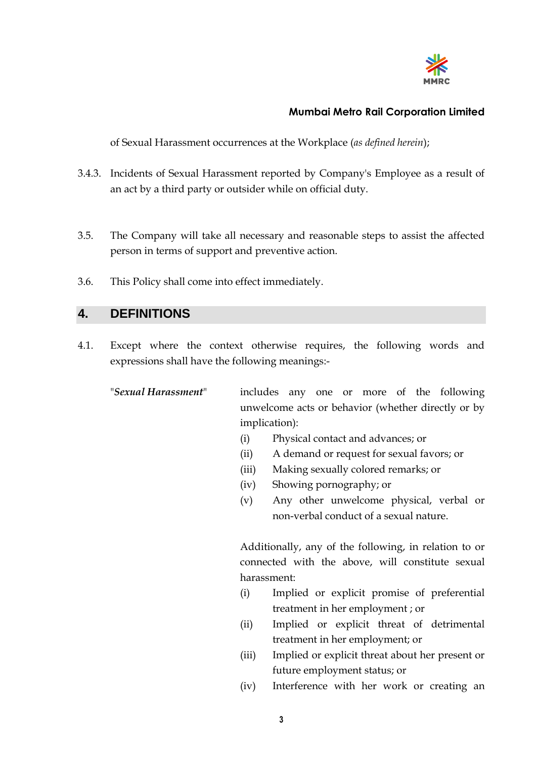of Sexual Harassment occurrences at the Workplace (*as defined herein*);

3.4.3. Incidents of Sexual Harassment reported by Company's Employee as a result of an act by a third party or outsider while on official duty.

3.5. The Company will take all necessary and reasonable steps to assist the affected person in terms of support and preventive action.

3.6. This Policy shall come into effect immediately.

## 4. DEFINITIONS

4.1. Except where the context otherwise requires, the following words and expressions shall have the following meanings:-

"***Sexual Harassment***" includes any one or more of the following unwelcome acts or behavior (whether directly or by implication):

- (i) Physical contact and advances; or
- (ii) A demand or request for sexual favors; or
- (iii) Making sexually colored remarks; or
- (iv) Showing pornography; or
- (v) Any other unwelcome physical, verbal or non-verbal conduct of a sexual nature.

Additionally, any of the following, in relation to or connected with the above, will constitute sexual harassment:

- (i) Implied or explicit promise of preferential treatment in her employment ; or
- (ii) Implied or explicit threat of detrimental treatment in her employment; or
- (iii) Implied or explicit threat about her present or future employment status; or
- (iv) Interference with her work or creating an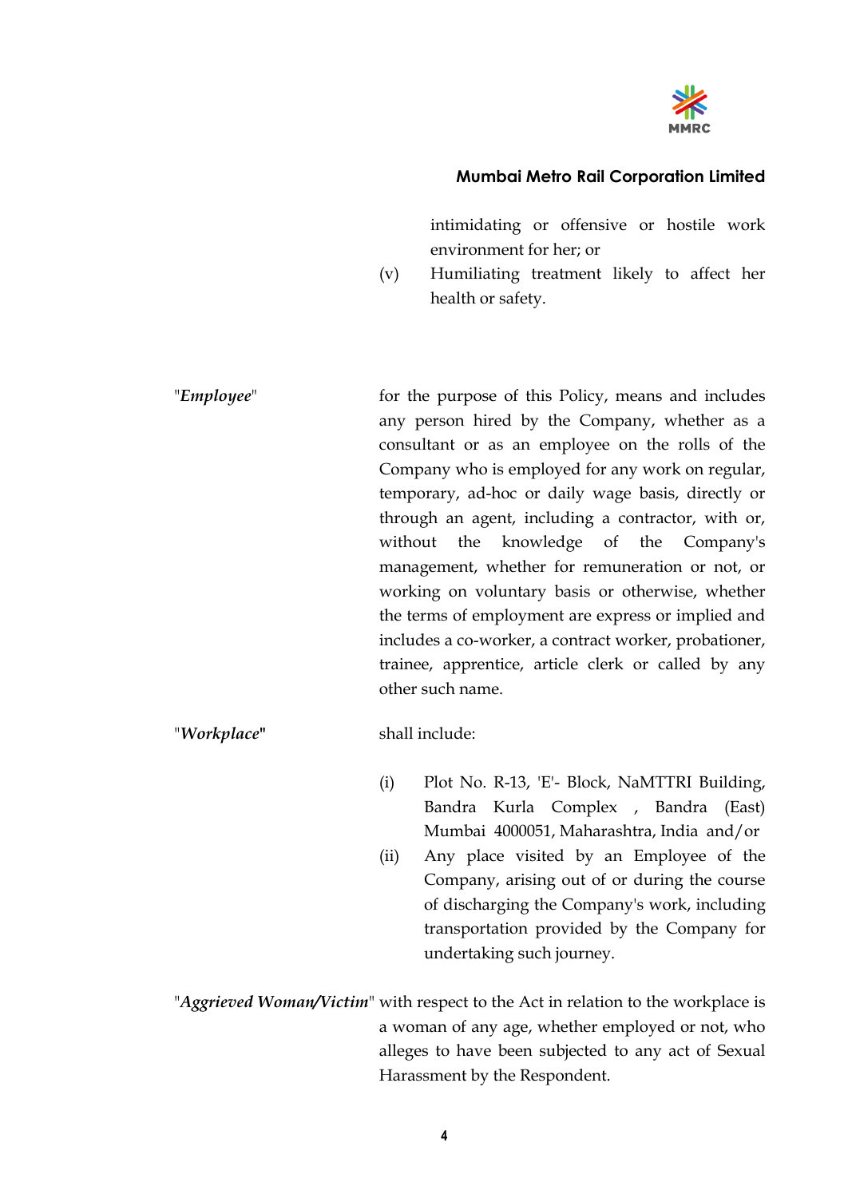intimidating or offensive or hostile work environment for her; or

(v) Humiliating treatment likely to affect her health or safety.

"***Employee***" for the purpose of this Policy, means and includes any person hired by the Company, whether as a consultant or as an employee on the rolls of the Company who is employed for any work on regular, temporary, ad-hoc or daily wage basis, directly or through an agent, including a contractor, with or, without the knowledge of the Company's management, whether for remuneration or not, or working on voluntary basis or otherwise, whether the terms of employment are express or implied and includes a co-worker, a contract worker, probationer, trainee, apprentice, article clerk or called by any other such name.

"***Workplace***" shall include:

(i) Plot No. R-13, 'E'- Block, NaMTTRI Building, Bandra Kurla Complex , Bandra (East) Mumbai 4000051, Maharashtra, India and/or

(ii) Any place visited by an Employee of the Company, arising out of or during the course of discharging the Company's work, including transportation provided by the Company for undertaking such journey.

"***Aggrieved Woman/Victim***" with respect to the Act in relation to the workplace is a woman of any age, whether employed or not, who alleges to have been subjected to any act of Sexual Harassment by the Respondent.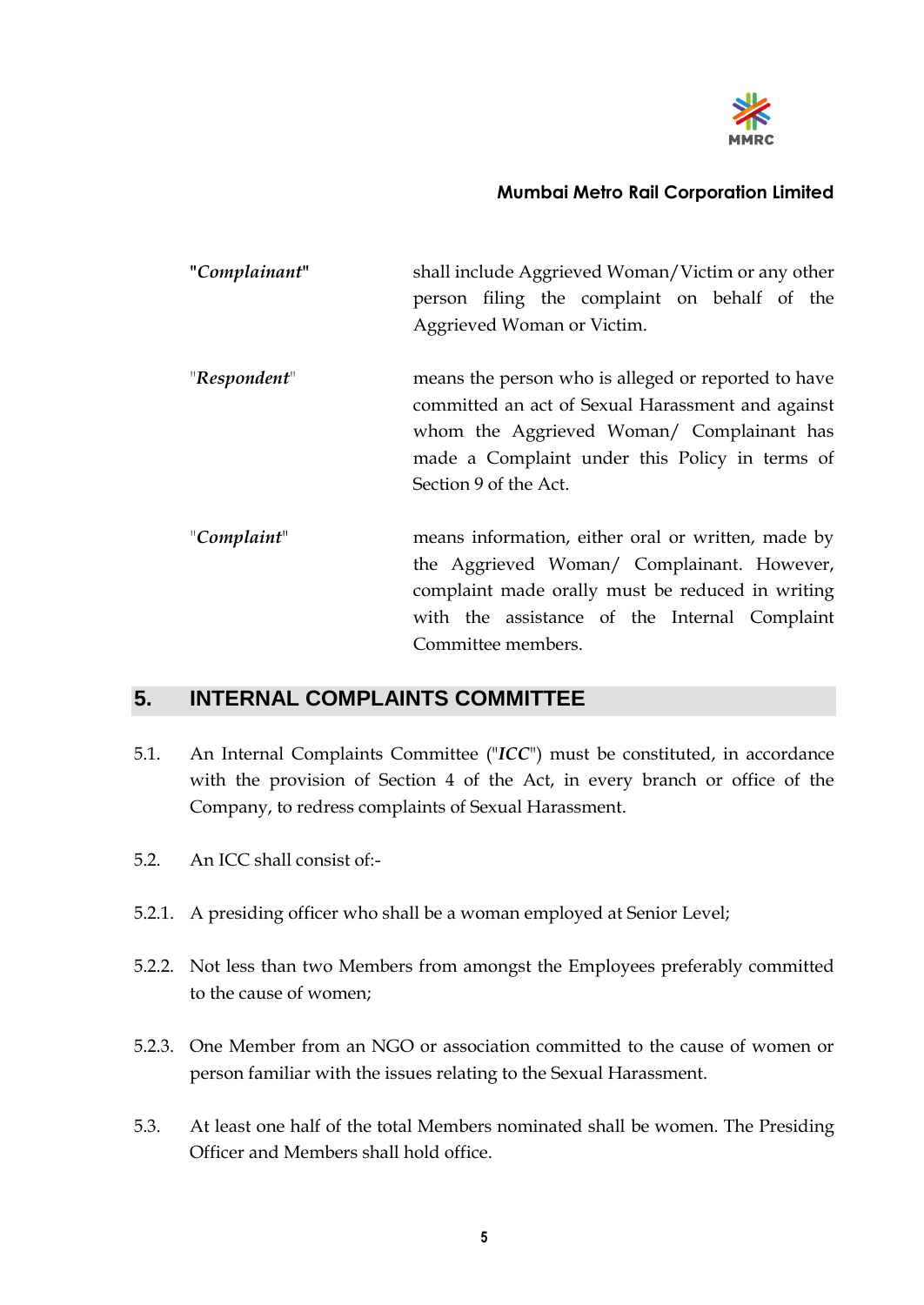| | |
|---|---|
| **"*Complainant*"** | shall include Aggrieved Woman/Victim or any other person filing the complaint on behalf of the Aggrieved Woman or Victim. |
| "***Respondent***" | means the person who is alleged or reported to have committed an act of Sexual Harassment and against whom the Aggrieved Woman/ Complainant has made a Complaint under this Policy in terms of Section 9 of the Act. |
| "***Complaint***" | means information, either oral or written, made by the Aggrieved Woman/ Complainant. However, complaint made orally must be reduced in writing with the assistance of the Internal Complaint Committee members. |

## 5. INTERNAL COMPLAINTS COMMITTEE

5.1. An Internal Complaints Committee ("***ICC***") must be constituted, in accordance with the provision of Section 4 of the Act, in every branch or office of the Company, to redress complaints of Sexual Harassment.

5.2. An ICC shall consist of:-

5.2.1. A presiding officer who shall be a woman employed at Senior Level;

5.2.2. Not less than two Members from amongst the Employees preferably committed to the cause of women;

5.2.3. One Member from an NGO or association committed to the cause of women or person familiar with the issues relating to the Sexual Harassment.

5.3. At least one half of the total Members nominated shall be women. The Presiding Officer and Members shall hold office.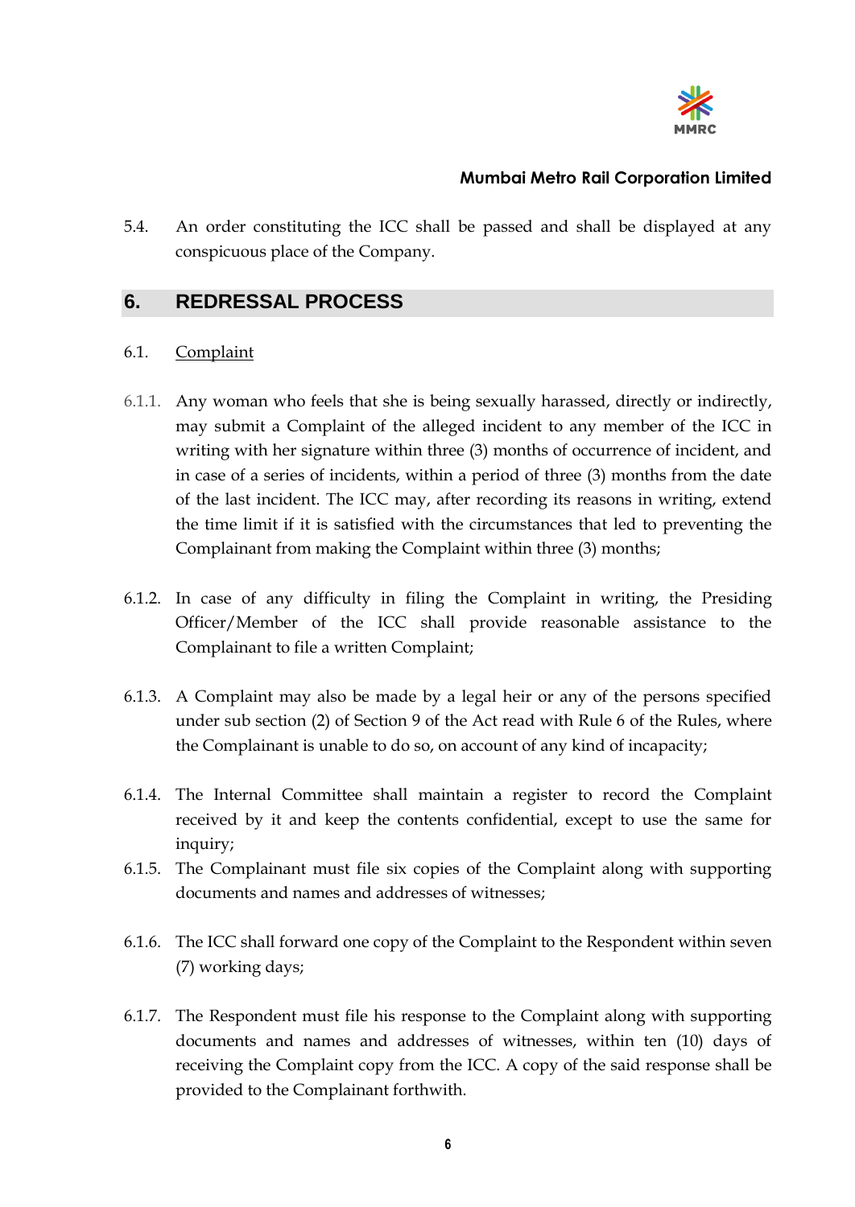5.4. An order constituting the ICC shall be passed and shall be displayed at any conspicuous place of the Company.

## 6. REDRESSAL PROCESS

6.1. Complaint

6.1.1. Any woman who feels that she is being sexually harassed, directly or indirectly, may submit a Complaint of the alleged incident to any member of the ICC in writing with her signature within three (3) months of occurrence of incident, and in case of a series of incidents, within a period of three (3) months from the date of the last incident. The ICC may, after recording its reasons in writing, extend the time limit if it is satisfied with the circumstances that led to preventing the Complainant from making the Complaint within three (3) months;

6.1.2. In case of any difficulty in filing the Complaint in writing, the Presiding Officer/Member of the ICC shall provide reasonable assistance to the Complainant to file a written Complaint;

6.1.3. A Complaint may also be made by a legal heir or any of the persons specified under sub section (2) of Section 9 of the Act read with Rule 6 of the Rules, where the Complainant is unable to do so, on account of any kind of incapacity;

6.1.4. The Internal Committee shall maintain a register to record the Complaint received by it and keep the contents confidential, except to use the same for inquiry;

6.1.5. The Complainant must file six copies of the Complaint along with supporting documents and names and addresses of witnesses;

6.1.6. The ICC shall forward one copy of the Complaint to the Respondent within seven (7) working days;

6.1.7. The Respondent must file his response to the Complaint along with supporting documents and names and addresses of witnesses, within ten (10) days of receiving the Complaint copy from the ICC. A copy of the said response shall be provided to the Complainant forthwith.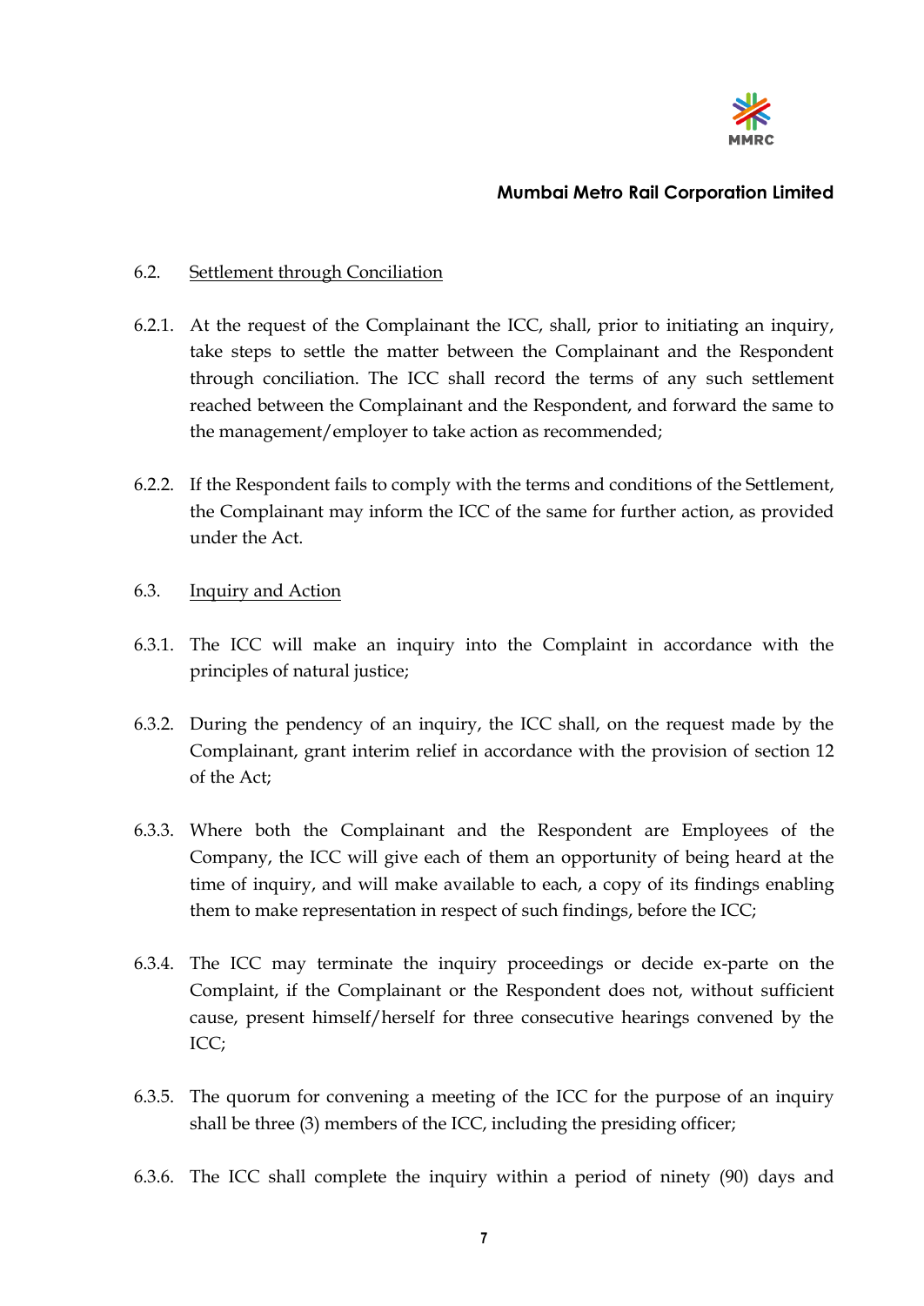6.2. <u>Settlement through Conciliation</u>

6.2.1. At the request of the Complainant the ICC, shall, prior to initiating an inquiry, take steps to settle the matter between the Complainant and the Respondent through conciliation. The ICC shall record the terms of any such settlement reached between the Complainant and the Respondent, and forward the same to the management/employer to take action as recommended;

6.2.2. If the Respondent fails to comply with the terms and conditions of the Settlement, the Complainant may inform the ICC of the same for further action, as provided under the Act.

6.3. <u>Inquiry and Action</u>

6.3.1. The ICC will make an inquiry into the Complaint in accordance with the principles of natural justice;

6.3.2. During the pendency of an inquiry, the ICC shall, on the request made by the Complainant, grant interim relief in accordance with the provision of section 12 of the Act;

6.3.3. Where both the Complainant and the Respondent are Employees of the Company, the ICC will give each of them an opportunity of being heard at the time of inquiry, and will make available to each, a copy of its findings enabling them to make representation in respect of such findings, before the ICC;

6.3.4. The ICC may terminate the inquiry proceedings or decide ex-parte on the Complaint, if the Complainant or the Respondent does not, without sufficient cause, present himself/herself for three consecutive hearings convened by the ICC;

6.3.5. The quorum for convening a meeting of the ICC for the purpose of an inquiry shall be three (3) members of the ICC, including the presiding officer;

6.3.6. The ICC shall complete the inquiry within a period of ninety (90) days and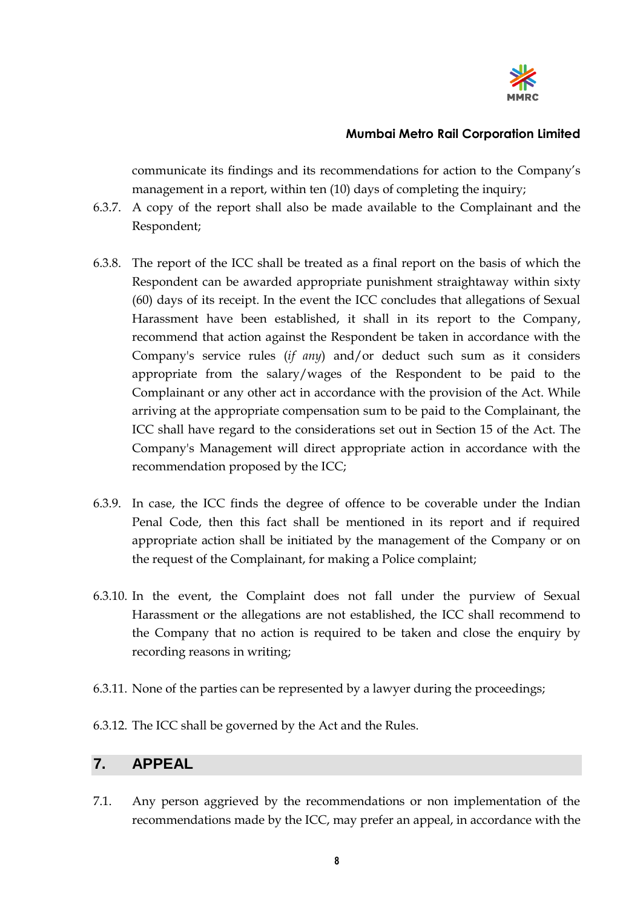communicate its findings and its recommendations for action to the Company's management in a report, within ten (10) days of completing the inquiry;

6.3.7. A copy of the report shall also be made available to the Complainant and the Respondent;

6.3.8. The report of the ICC shall be treated as a final report on the basis of which the Respondent can be awarded appropriate punishment straightaway within sixty (60) days of its receipt. In the event the ICC concludes that allegations of Sexual Harassment have been established, it shall in its report to the Company, recommend that action against the Respondent be taken in accordance with the Company's service rules (*if any*) and/or deduct such sum as it considers appropriate from the salary/wages of the Respondent to be paid to the Complainant or any other act in accordance with the provision of the Act. While arriving at the appropriate compensation sum to be paid to the Complainant, the ICC shall have regard to the considerations set out in Section 15 of the Act. The Company's Management will direct appropriate action in accordance with the recommendation proposed by the ICC;

6.3.9. In case, the ICC finds the degree of offence to be coverable under the Indian Penal Code, then this fact shall be mentioned in its report and if required appropriate action shall be initiated by the management of the Company or on the request of the Complainant, for making a Police complaint;

6.3.10. In the event, the Complaint does not fall under the purview of Sexual Harassment or the allegations are not established, the ICC shall recommend to the Company that no action is required to be taken and close the enquiry by recording reasons in writing;

6.3.11. None of the parties can be represented by a lawyer during the proceedings;

6.3.12. The ICC shall be governed by the Act and the Rules.

## 7. APPEAL

7.1. Any person aggrieved by the recommendations or non implementation of the recommendations made by the ICC, may prefer an appeal, in accordance with the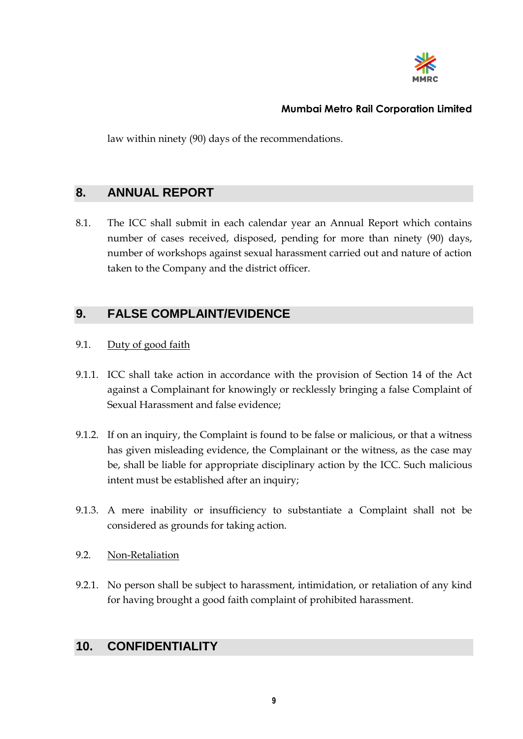law within ninety (90) days of the recommendations.

## 8. ANNUAL REPORT

8.1. The ICC shall submit in each calendar year an Annual Report which contains number of cases received, disposed, pending for more than ninety (90) days, number of workshops against sexual harassment carried out and nature of action taken to the Company and the district officer.

## 9. FALSE COMPLAINT/EVIDENCE

9.1. Duty of good faith

9.1.1. ICC shall take action in accordance with the provision of Section 14 of the Act against a Complainant for knowingly or recklessly bringing a false Complaint of Sexual Harassment and false evidence;

9.1.2. If on an inquiry, the Complaint is found to be false or malicious, or that a witness has given misleading evidence, the Complainant or the witness, as the case may be, shall be liable for appropriate disciplinary action by the ICC. Such malicious intent must be established after an inquiry;

9.1.3. A mere inability or insufficiency to substantiate a Complaint shall not be considered as grounds for taking action.

9.2. Non-Retaliation

9.2.1. No person shall be subject to harassment, intimidation, or retaliation of any kind for having brought a good faith complaint of prohibited harassment.

## 10. CONFIDENTIALITY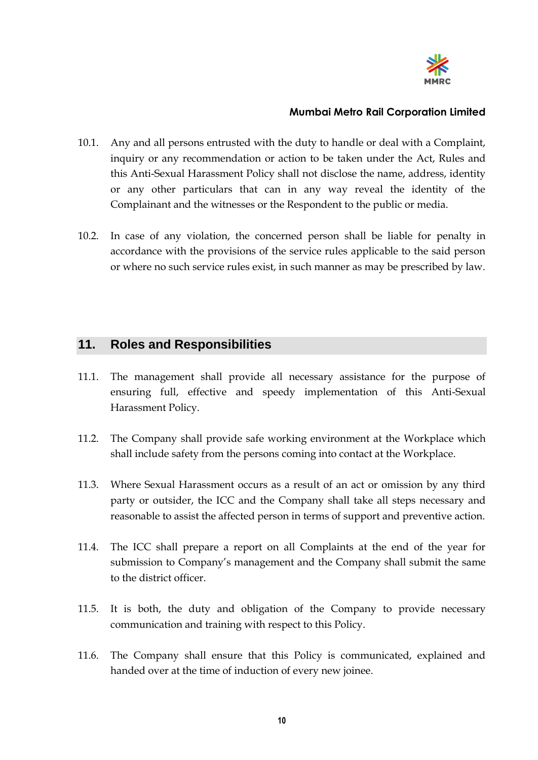10.1. Any and all persons entrusted with the duty to handle or deal with a Complaint, inquiry or any recommendation or action to be taken under the Act, Rules and this Anti-Sexual Harassment Policy shall not disclose the name, address, identity or any other particulars that can in any way reveal the identity of the Complainant and the witnesses or the Respondent to the public or media.

10.2. In case of any violation, the concerned person shall be liable for penalty in accordance with the provisions of the service rules applicable to the said person or where no such service rules exist, in such manner as may be prescribed by law.

## 11. Roles and Responsibilities

11.1. The management shall provide all necessary assistance for the purpose of ensuring full, effective and speedy implementation of this Anti-Sexual Harassment Policy.

11.2. The Company shall provide safe working environment at the Workplace which shall include safety from the persons coming into contact at the Workplace.

11.3. Where Sexual Harassment occurs as a result of an act or omission by any third party or outsider, the ICC and the Company shall take all steps necessary and reasonable to assist the affected person in terms of support and preventive action.

11.4. The ICC shall prepare a report on all Complaints at the end of the year for submission to Company's management and the Company shall submit the same to the district officer.

11.5. It is both, the duty and obligation of the Company to provide necessary communication and training with respect to this Policy.

11.6. The Company shall ensure that this Policy is communicated, explained and handed over at the time of induction of every new joinee.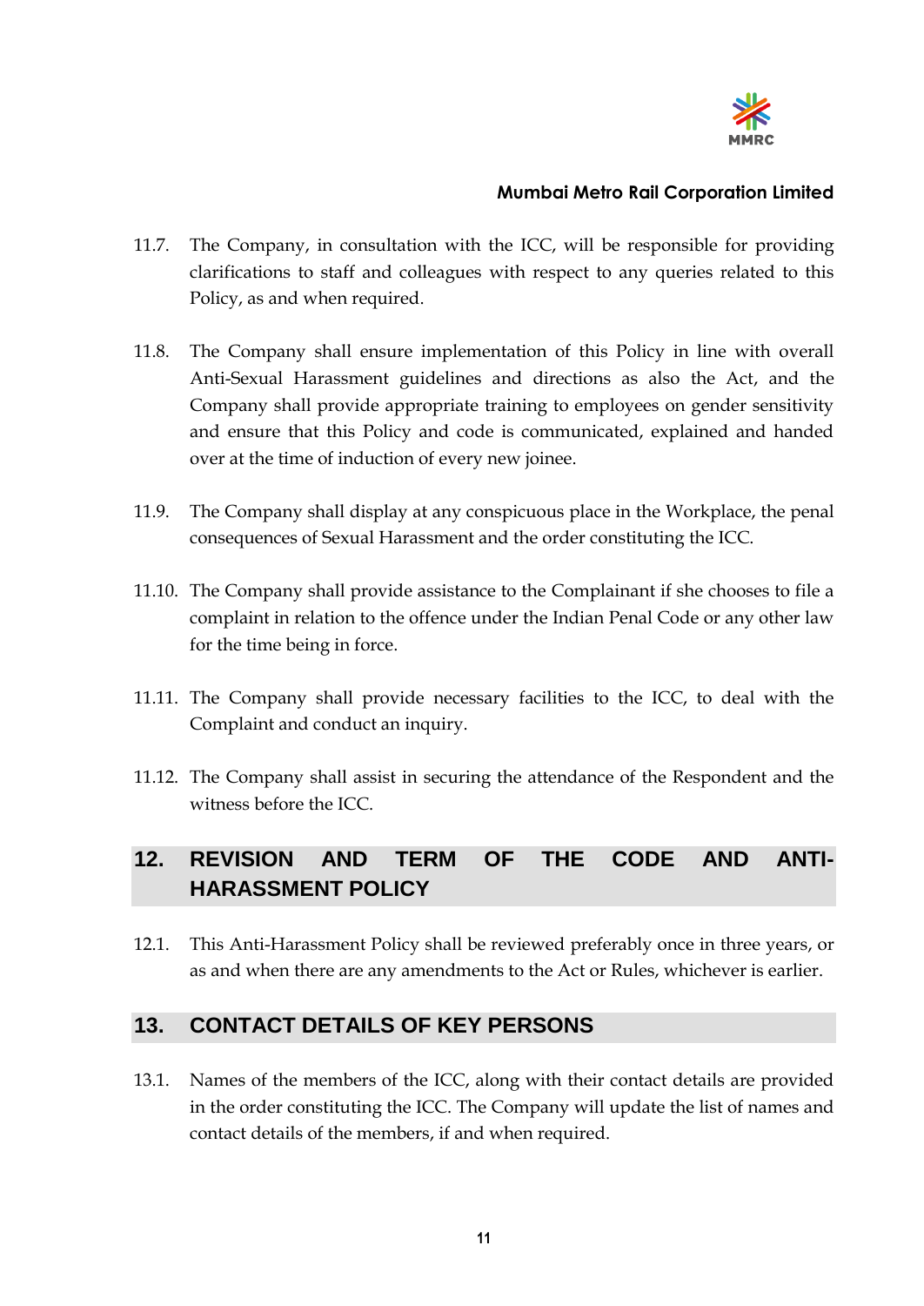11.7. The Company, in consultation with the ICC, will be responsible for providing clarifications to staff and colleagues with respect to any queries related to this Policy, as and when required.

11.8. The Company shall ensure implementation of this Policy in line with overall Anti-Sexual Harassment guidelines and directions as also the Act, and the Company shall provide appropriate training to employees on gender sensitivity and ensure that this Policy and code is communicated, explained and handed over at the time of induction of every new joinee.

11.9. The Company shall display at any conspicuous place in the Workplace, the penal consequences of Sexual Harassment and the order constituting the ICC.

11.10. The Company shall provide assistance to the Complainant if she chooses to file a complaint in relation to the offence under the Indian Penal Code or any other law for the time being in force.

11.11. The Company shall provide necessary facilities to the ICC, to deal with the Complaint and conduct an inquiry.

11.12. The Company shall assist in securing the attendance of the Respondent and the witness before the ICC.

## 12. REVISION AND TERM OF THE CODE AND ANTI-HARASSMENT POLICY

12.1. This Anti-Harassment Policy shall be reviewed preferably once in three years, or as and when there are any amendments to the Act or Rules, whichever is earlier.

## 13. CONTACT DETAILS OF KEY PERSONS

13.1. Names of the members of the ICC, along with their contact details are provided in the order constituting the ICC. The Company will update the list of names and contact details of the members, if and when required.